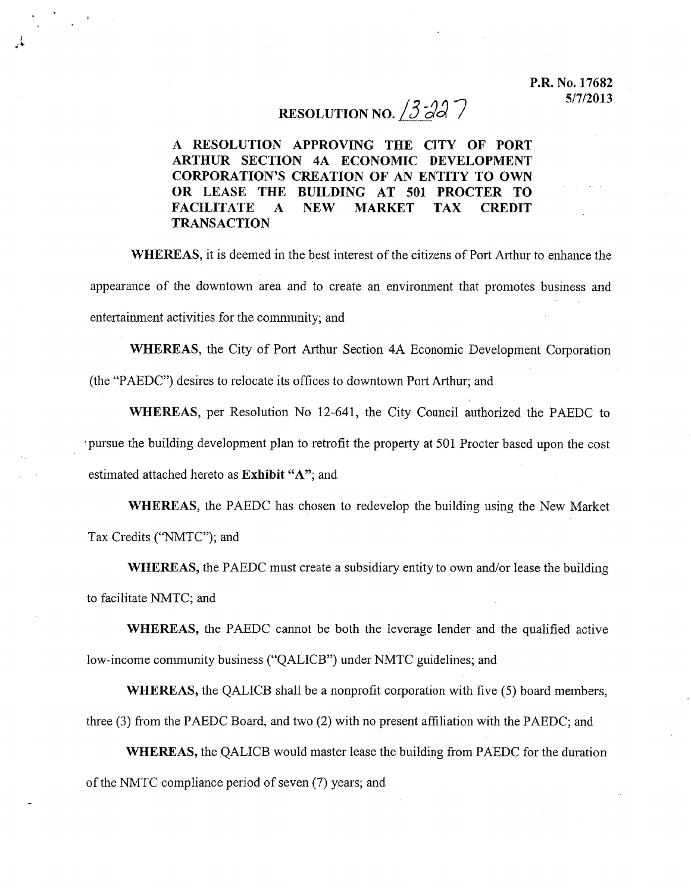P.R. No. 17682
5/7/2013

# RESOLUTION NO. 13-227

**A RESOLUTION APPROVING THE CITY OF PORT ARTHUR SECTION 4A ECONOMIC DEVELOPMENT CORPORATION'S CREATION OF AN ENTITY TO OWN OR LEASE THE BUILDING AT 501 PROCTER TO FACILITATE A NEW MARKET TAX CREDIT TRANSACTION**

**WHEREAS**, it is deemed in the best interest of the citizens of Port Arthur to enhance the appearance of the downtown area and to create an environment that promotes business and entertainment activities for the community; and

**WHEREAS**, the City of Port Arthur Section 4A Economic Development Corporation (the "PAEDC") desires to relocate its offices to downtown Port Arthur; and

**WHEREAS**, per Resolution No 12-641, the City Council authorized the PAEDC to pursue the building development plan to retrofit the property at 501 Procter based upon the cost estimated attached hereto as **Exhibit "A"**; and

**WHEREAS**, the PAEDC has chosen to redevelop the building using the New Market Tax Credits ("NMTC"); and

**WHEREAS,** the PAEDC must create a subsidiary entity to own and/or lease the building to facilitate NMTC; and

**WHEREAS,** the PAEDC cannot be both the leverage lender and the qualified active low-income community business ("QALICB") under NMTC guidelines; and

**WHEREAS,** the QALICB shall be a nonprofit corporation with five (5) board members, three (3) from the PAEDC Board, and two (2) with no present affiliation with the PAEDC; and

**WHEREAS,** the QALICB would master lease the building from PAEDC for the duration of the NMTC compliance period of seven (7) years; and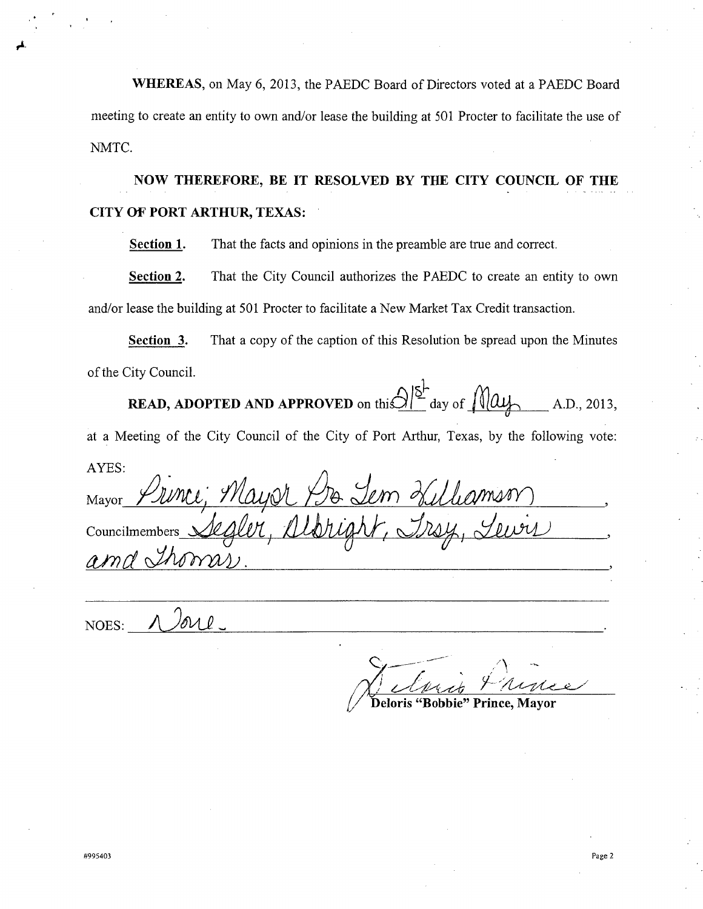**WHEREAS**, on May 6, 2013, the PAEDC Board of Directors voted at a PAEDC Board meeting to create an entity to own and/or lease the building at 501 Procter to facilitate the use of NMTC.

**NOW THEREFORE, BE IT RESOLVED BY THE CITY COUNCIL OF THE CITY OF PORT ARTHUR, TEXAS:**

**Section 1.** That the facts and opinions in the preamble are true and correct.

**Section 2.** That the City Council authorizes the PAEDC to create an entity to own and/or lease the building at 501 Procter to facilitate a New Market Tax Credit transaction.

**Section 3.** That a copy of the caption of this Resolution be spread upon the Minutes of the City Council.

**READ, ADOPTED AND APPROVED** on this 21st day of May A.D., 2013, at a Meeting of the City Council of the City of Port Arthur, Texas, by the following vote:

AYES:

Mayor Prince; Mayor Pro Tem Williamson,

Councilmembers Segler, Albright, Troy, Lewis

and Thomas.

NOES: None.

Deloris "Bobbie" Prince, Mayor

#995403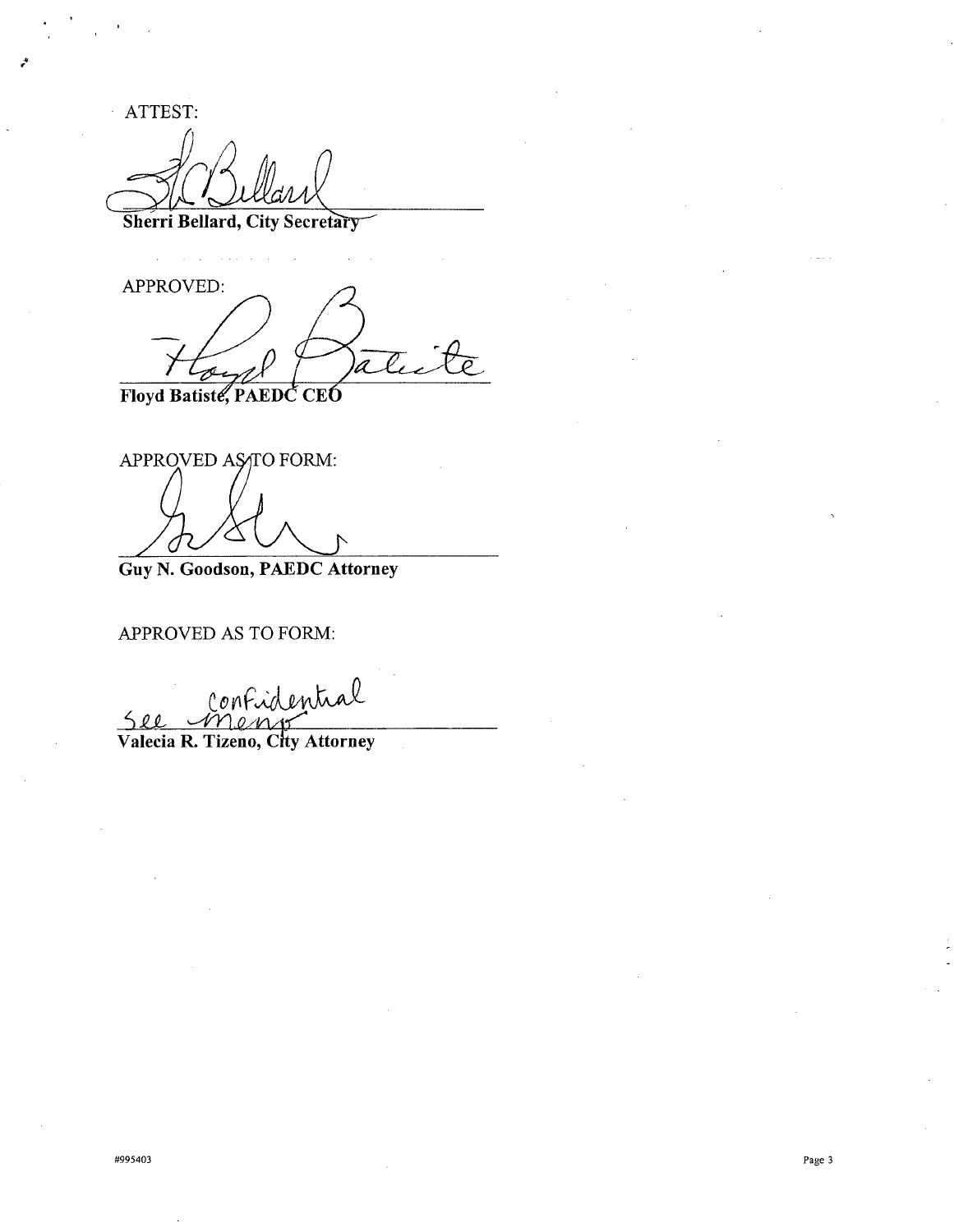ATTEST:

Sherri Bellard, City Secretary

APPROVED:

Floyd Batiste, PAEDC CEO

APPROVED AS TO FORM:

Guy N. Goodson, PAEDC Attorney

APPROVED AS TO FORM:

See confidential memo

Valecia R. Tizeno, City Attorney

#995403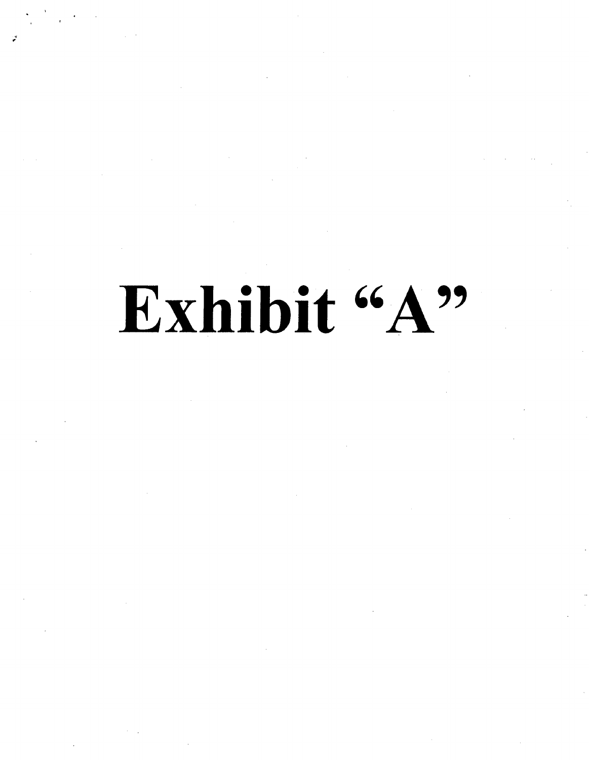# Exhibit "A"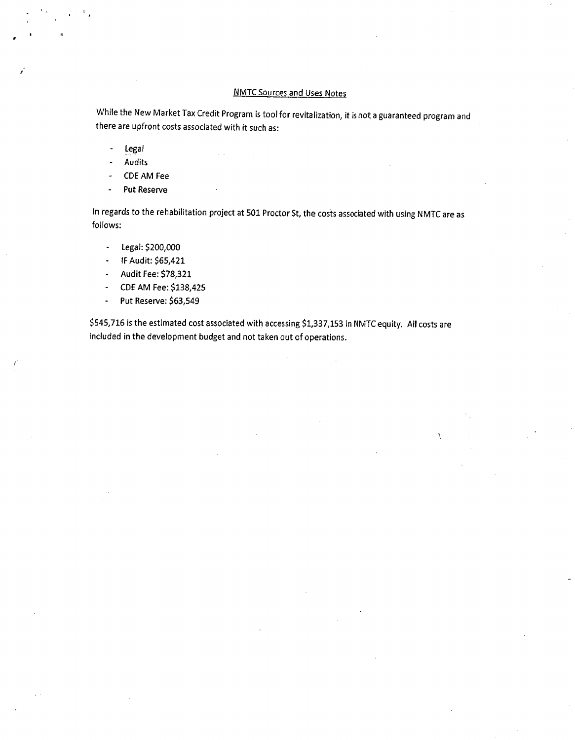## NMTC Sources and Uses Notes

While the New Market Tax Credit Program is tool for revitalization, it is not a guaranteed program and there are upfront costs associated with it such as:

- Legal
- Audits
- CDE AM Fee
- Put Reserve

In regards to the rehabilitation project at 501 Proctor St, the costs associated with using NMTC are as follows:

- Legal: $200,000
- IF Audit: $65,421
- Audit Fee: $78,321
- CDE AM Fee: $138,425
- Put Reserve: $63,549

$545,716 is the estimated cost associated with accessing $1,337,153 in NMTC equity. All costs are included in the development budget and not taken out of operations.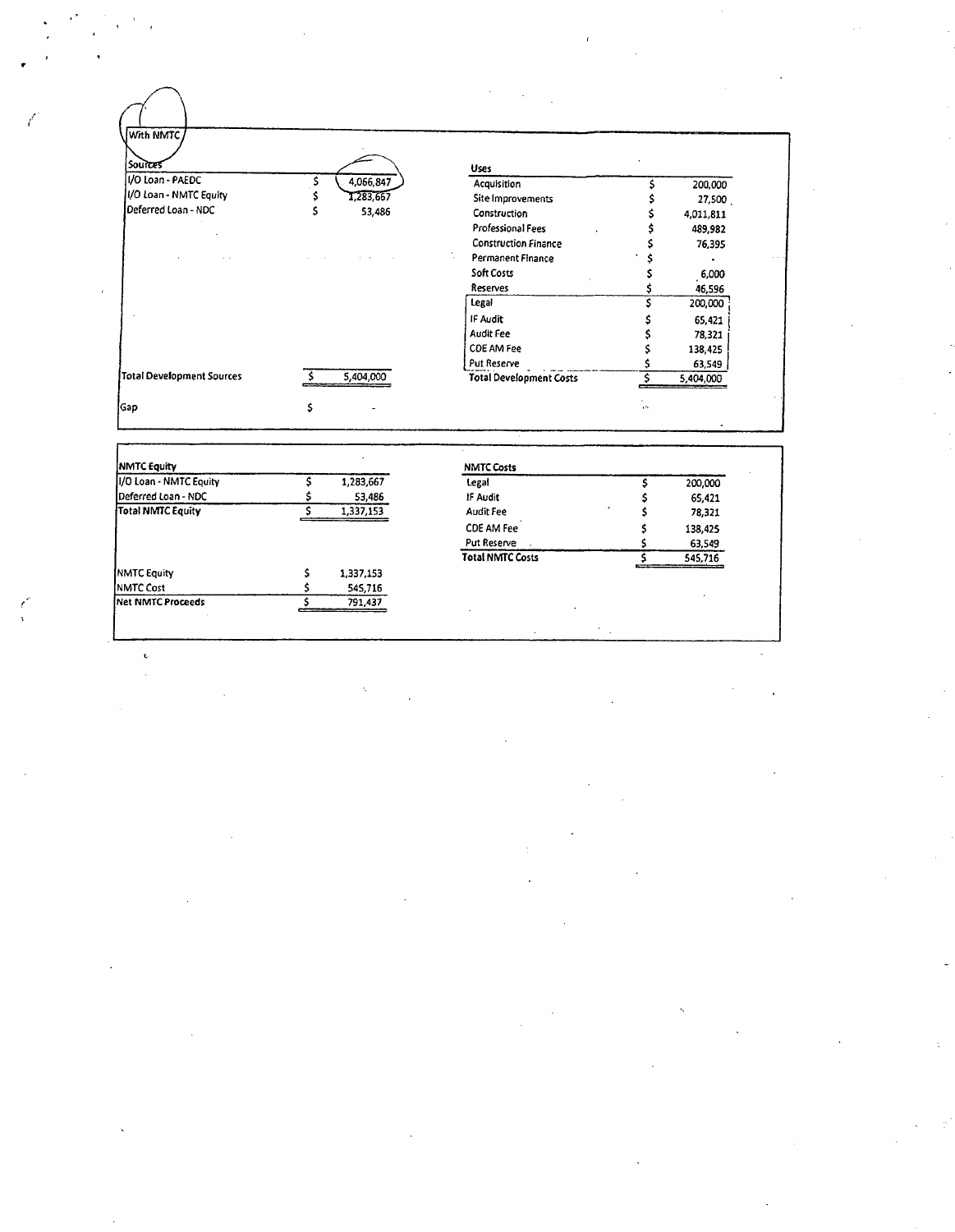## With NMTC

| Sources | | | Uses | | |
|---|---|---|---|---|---|
| I/O Loan - PAEDC | $ | 4,066,847 | Acquisition | $ | 200,000 |
| I/O Loan - NMTC Equity | $ | 1,283,667 | Site Improvements | $ | 27,500 |
| Deferred Loan - NDC | $ | 53,486 | Construction | $ | 4,011,811 |
| | | | Professional Fees | $ | 489,982 |
| | | | Construction Finance | $ | 76,395 |
| | | | Permanent Finance | $ | - |
| | | | Soft Costs | $ | 6,000 |
| | | | Reserves | $ | 46,596 |
| | | | Legal | $ | 200,000 |
| | | | IF Audit | $ | 65,421 |
| | | | Audit Fee | $ | 78,321 |
| | | | CDE AM Fee | $ | 138,425 |
| | | | Put Reserve | $ | 63,549 |
| **Total Development Sources** | $ | 5,404,000 | **Total Development Costs** | $ | 5,404,000 |
| Gap | $ | - | | | |

| NMTC Equity | | | NMTC Costs | | |
|---|---|---|---|---|---|
| I/O Loan - NMTC Equity | $ | 1,283,667 | Legal | $ | 200,000 |
| Deferred Loan - NDC | $ | 53,486 | IF Audit | $ | 65,421 |
| **Total NMTC Equity** | $ | 1,337,153 | Audit Fee | $ | 78,321 |
| | | | CDE AM Fee | $ | 138,425 |
| | | | Put Reserve | $ | 63,549 |
| | | | **Total NMTC Costs** | $ | 545,716 |
| NMTC Equity | $ | 1,337,153 | | | |
| NMTC Cost | $ | 545,716 | | | |
| **Net NMTC Proceeds** | $ | 791,437 | | | |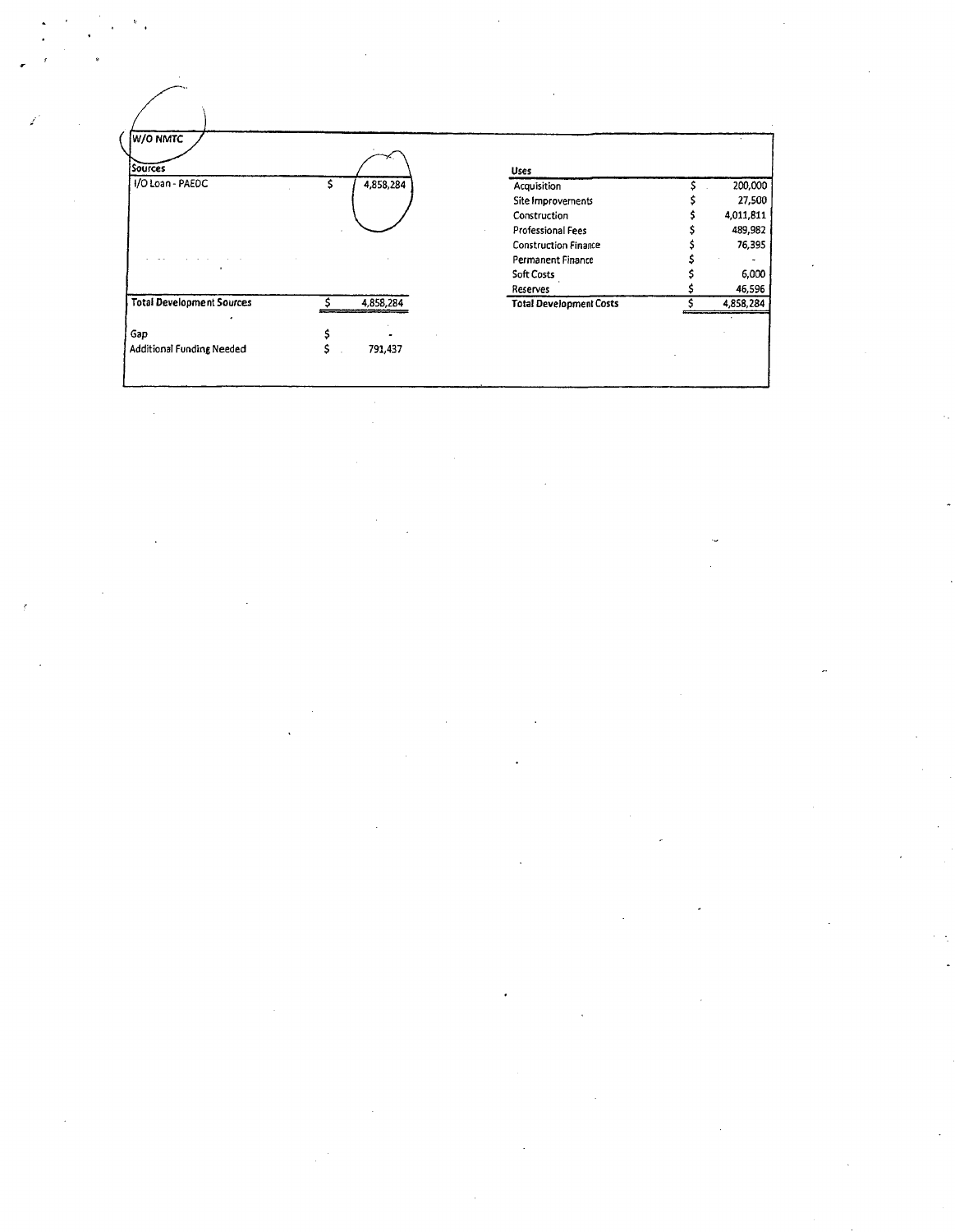**W/O NMTC**

| Sources | | |
|---|---|---|
| I/O Loan - PAEDC | $ | 4,858,284 |
| **Total Development Sources** | $ | 4,858,284 |
| Gap | $ | - |
| Additional Funding Needed | $ | 791,437 |

| Uses | | |
|---|---|---|
| Acquisition | $ | 200,000 |
| Site Improvements | $ | 27,500 |
| Construction | $ | 4,011,811 |
| Professional Fees | $ | 489,982 |
| Construction Finance | $ | 76,395 |
| Permanent Finance | $ | - |
| Soft Costs | $ | 6,000 |
| Reserves | $ | 46,596 |
| **Total Development Costs** | $ | 4,858,284 |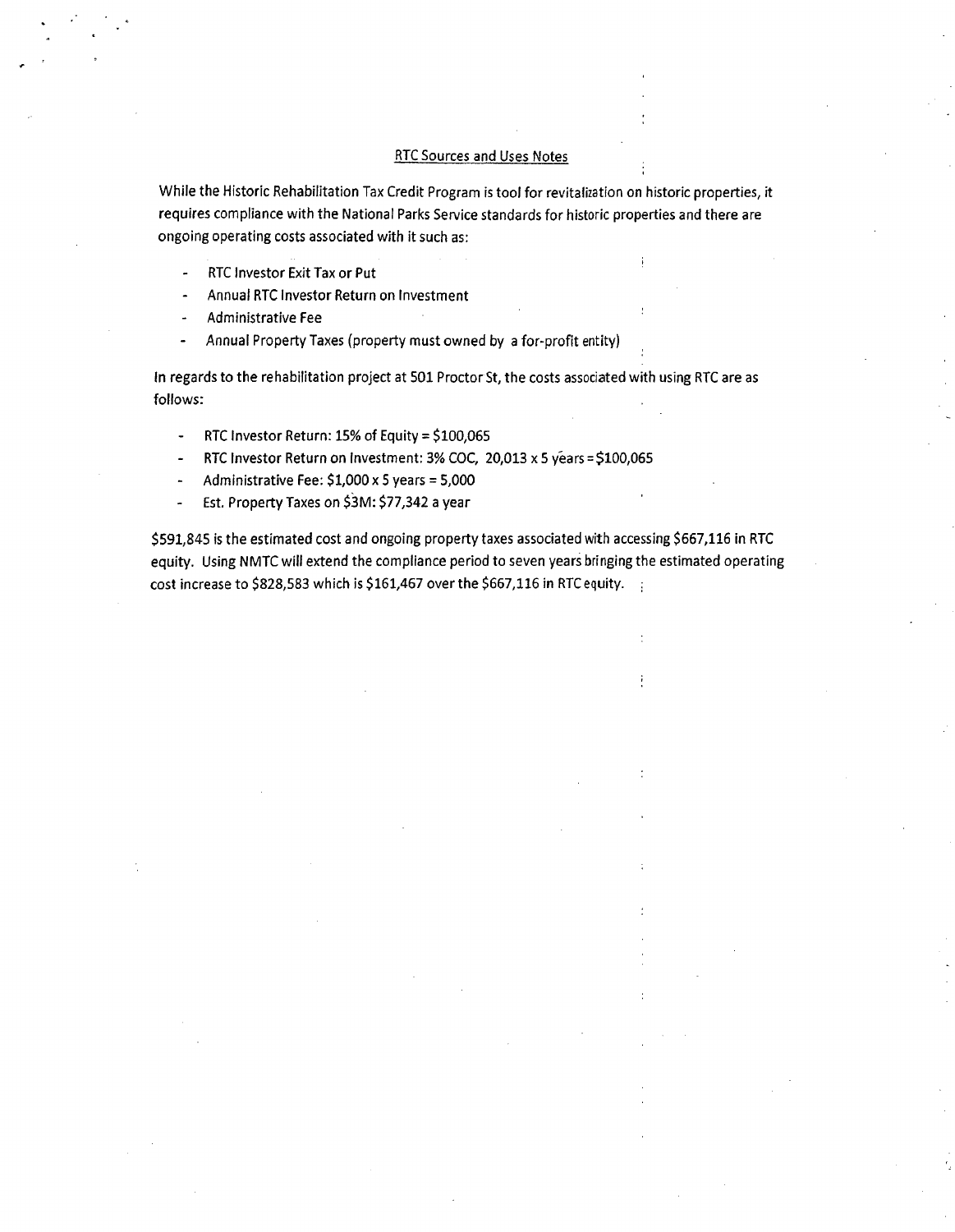## RTC Sources and Uses Notes

While the Historic Rehabilitation Tax Credit Program is tool for revitalization on historic properties, it requires compliance with the National Parks Service standards for historic properties and there are ongoing operating costs associated with it such as:

- RTC Investor Exit Tax or Put
- Annual RTC Investor Return on Investment
- Administrative Fee
- Annual Property Taxes (property must owned by a for-profit entity)

In regards to the rehabilitation project at 501 Proctor St, the costs associated with using RTC are as follows:

- RTC Investor Return: 15% of Equity = $100,065
- RTC Investor Return on Investment: 3% COC, 20,013 x 5 years = $100,065
- Administrative Fee: $1,000 x 5 years = 5,000
- Est. Property Taxes on $3M: $77,342 a year

$591,845 is the estimated cost and ongoing property taxes associated with accessing $667,116 in RTC equity. Using NMTC will extend the compliance period to seven years bringing the estimated operating cost increase to $828,583 which is $161,467 over the $667,116 in RTC equity.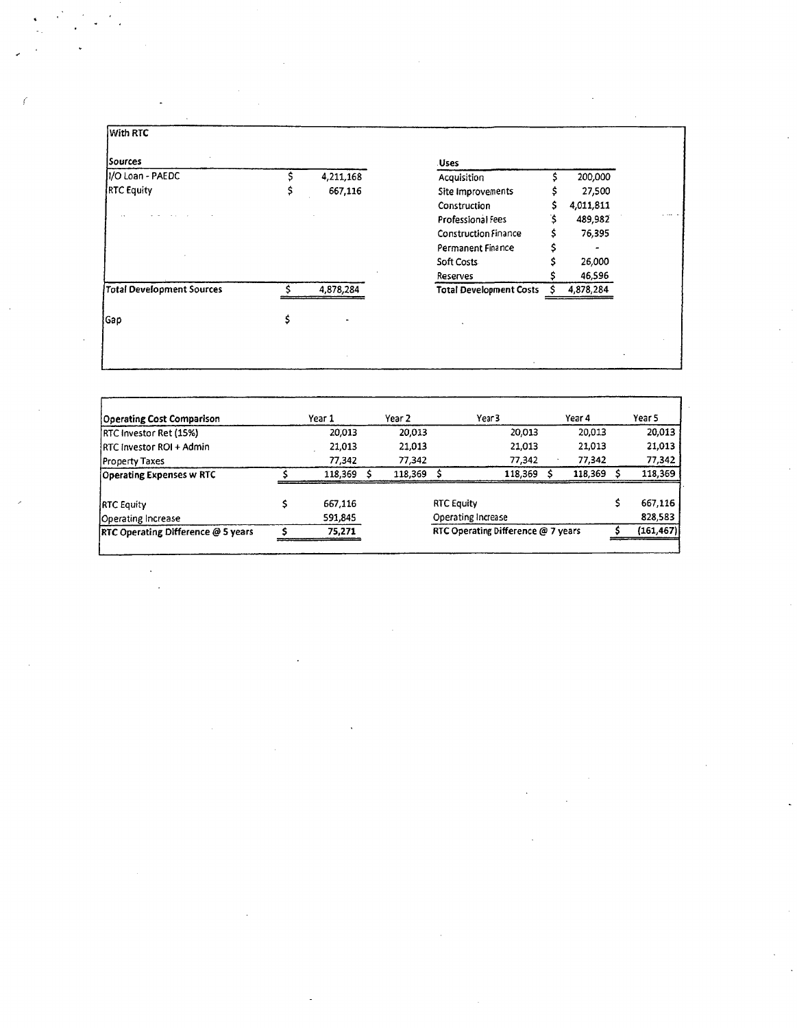**With RTC**

| Sources | | Uses | |
|---|---|---|---|
| I/O Loan - PAEDC | $ 4,211,168 | Acquisition | $ 200,000 |
| RTC Equity | $ 667,116 | Site Improvements | $ 27,500 |
| | | Construction | $ 4,011,811 |
| | | Professional Fees | $ 489,982 |
| | | Construction Finance | $ 76,395 |
| | | Permanent Finance | $ - |
| | | Soft Costs | $ 26,000 |
| | | Reserves | $ 46,596 |
| **Total Development Sources** | $ 4,878,284 | **Total Development Costs** | $ 4,878,284 |
| Gap | $ - | | |

| Operating Cost Comparison | Year 1 | Year 2 | Year 3 | Year 4 | Year 5 |
|---|---|---|---|---|---|
| RTC Investor Ret (15%) | 20,013 | 20,013 | 20,013 | 20,013 | 20,013 |
| RTC Investor ROI + Admin | 21,013 | 21,013 | 21,013 | 21,013 | 21,013 |
| Property Taxes | 77,342 | 77,342 | 77,342 | 77,342 | 77,342 |
| **Operating Expenses w RTC** | $ 118,369 | $ 118,369 | $ 118,369 | $ 118,369 | $ 118,369 |

| | | | |
|---|---|---|---|
| RTC Equity | $ 667,116 | RTC Equity | $ 667,116 |
| Operating Increase | 591,845 | Operating Increase | 828,583 |
| **RTC Operating Difference @ 5 years** | $ 75,271 | **RTC Operating Difference @ 7 years** | $ (161,467) |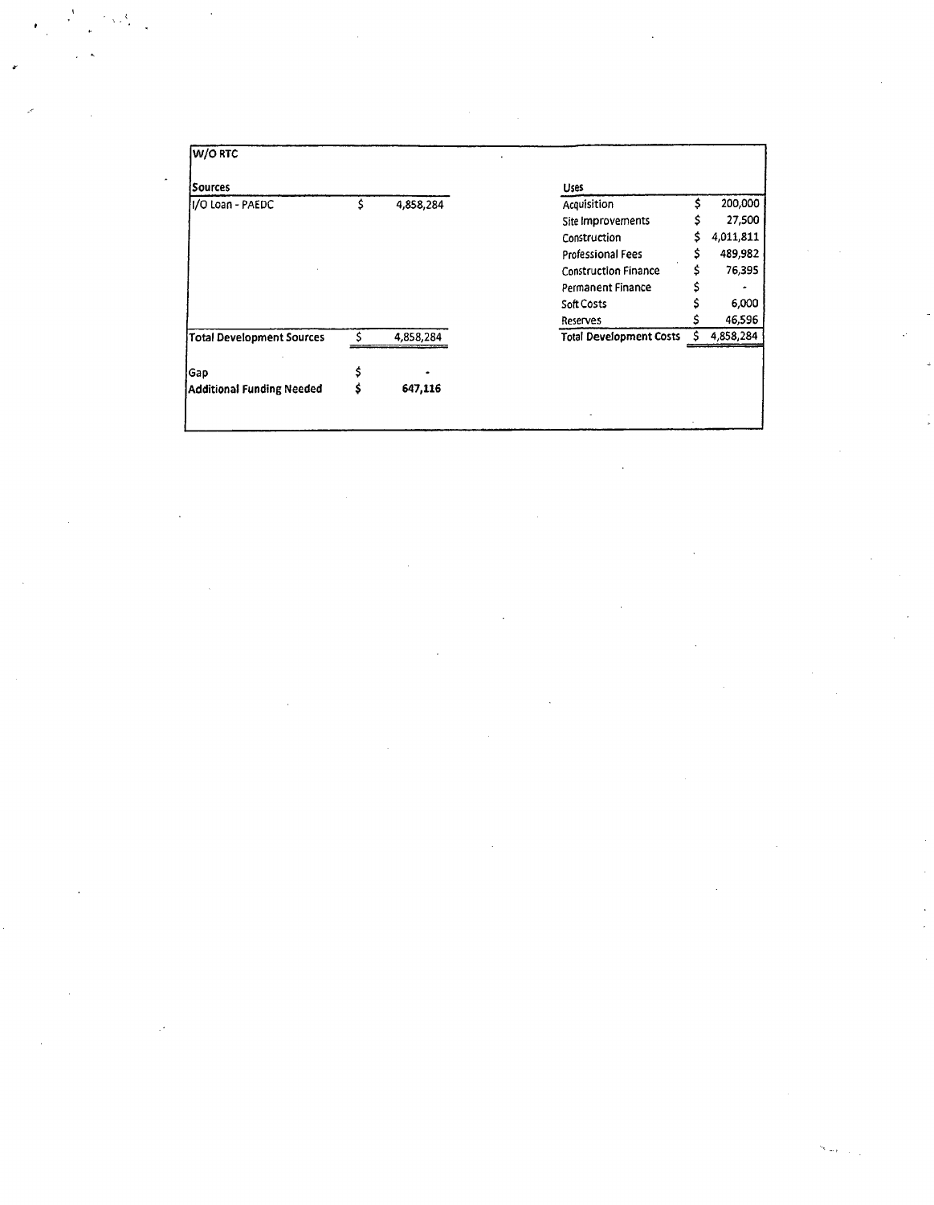**W/O RTC**

| Sources | | | Uses | | |
|---|---|---|---|---|---|
| I/O Loan - PAEDC | $ | 4,858,284 | Acquisition | $ | 200,000 |
| | | | Site Improvements | $ | 27,500 |
| | | | Construction | $ | 4,011,811 |
| | | | Professional Fees | $ | 489,982 |
| | | | Construction Finance | $ | 76,395 |
| | | | Permanent Finance | $ | - |
| | | | Soft Costs | $ | 6,000 |
| | | | Reserves | $ | 46,596 |
| **Total Development Sources** | $ | 4,858,284 | **Total Development Costs** | $ | 4,858,284 |
| Gap | $ | - | | | |
| **Additional Funding Needed** | $ | **647,116** | | | |